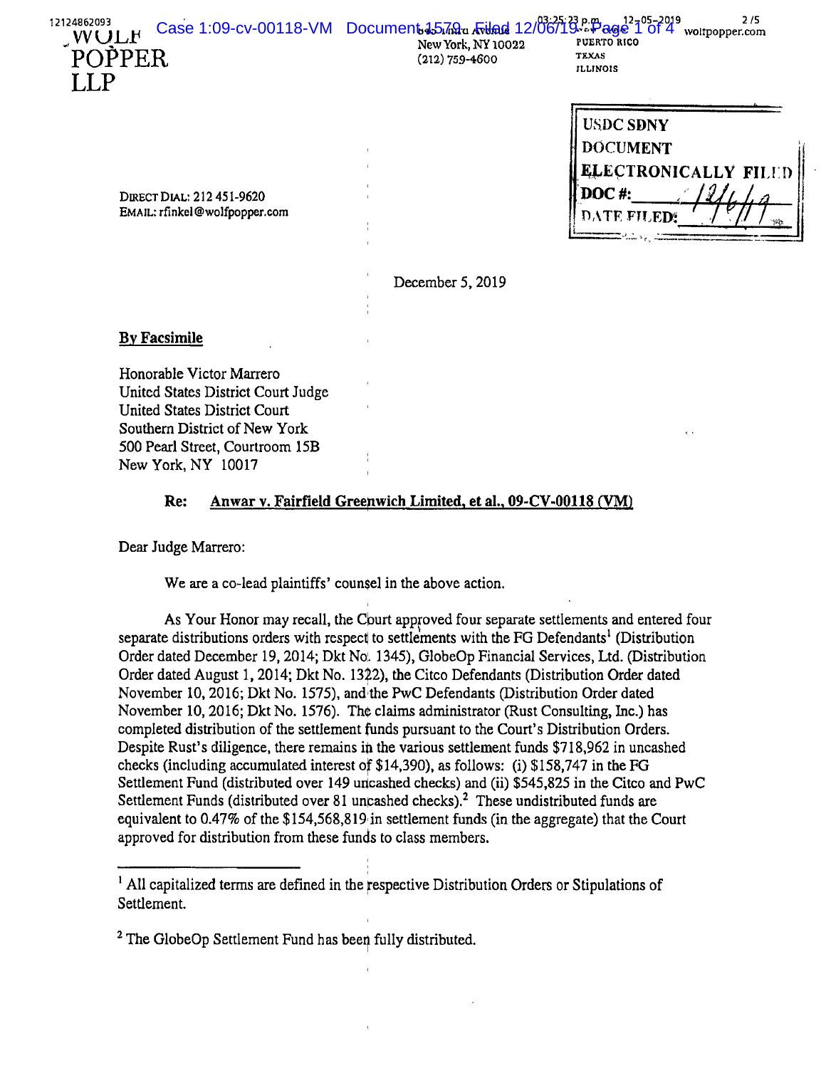WOLF POPPER LLP

845 Third Avenue
New York, NY 10022
(212) 759-4600

PUERTO RICO
TEXAS
ILLINOIS

wolfpopper.com

USDC SDNY
DOCUMENT
ELECTRONICALLY FILED
DOC #:
DATE FILED: 12/6/19

DIRECT DIAL: 212 451-9620
EMAIL: rfinkel@wolfpopper.com

December 5, 2019

**By Facsimile**

Honorable Victor Marrero
United States District Court Judge
United States District Court
Southern District of New York
500 Pearl Street, Courtroom 15B
New York, NY 10017

**Re: Anwar v. Fairfield Greenwich Limited, et al., 09-CV-00118 (VM)**

Dear Judge Marrero:

We are a co-lead plaintiffs' counsel in the above action.

As Your Honor may recall, the Court approved four separate settlements and entered four separate distributions orders with respect to settlements with the FG Defendants[1] (Distribution Order dated December 19, 2014; Dkt No. 1345), GlobeOp Financial Services, Ltd. (Distribution Order dated August 1, 2014; Dkt No. 1322), the Citco Defendants (Distribution Order dated November 10, 2016; Dkt No. 1575), and the PwC Defendants (Distribution Order dated November 10, 2016; Dkt No. 1576). The claims administrator (Rust Consulting, Inc.) has completed distribution of the settlement funds pursuant to the Court's Distribution Orders. Despite Rust's diligence, there remains in the various settlement funds $718,962 in uncashed checks (including accumulated interest of $14,390), as follows: (i) $158,747 in the FG Settlement Fund (distributed over 149 uncashed checks) and (ii) $545,825 in the Citco and PwC Settlement Funds (distributed over 81 uncashed checks).[2] These undistributed funds are equivalent to 0.47% of the $154,568,819 in settlement funds (in the aggregate) that the Court approved for distribution from these funds to class members.

---

[1] All capitalized terms are defined in the respective Distribution Orders or Stipulations of Settlement.

[2] The GlobeOp Settlement Fund has been fully distributed.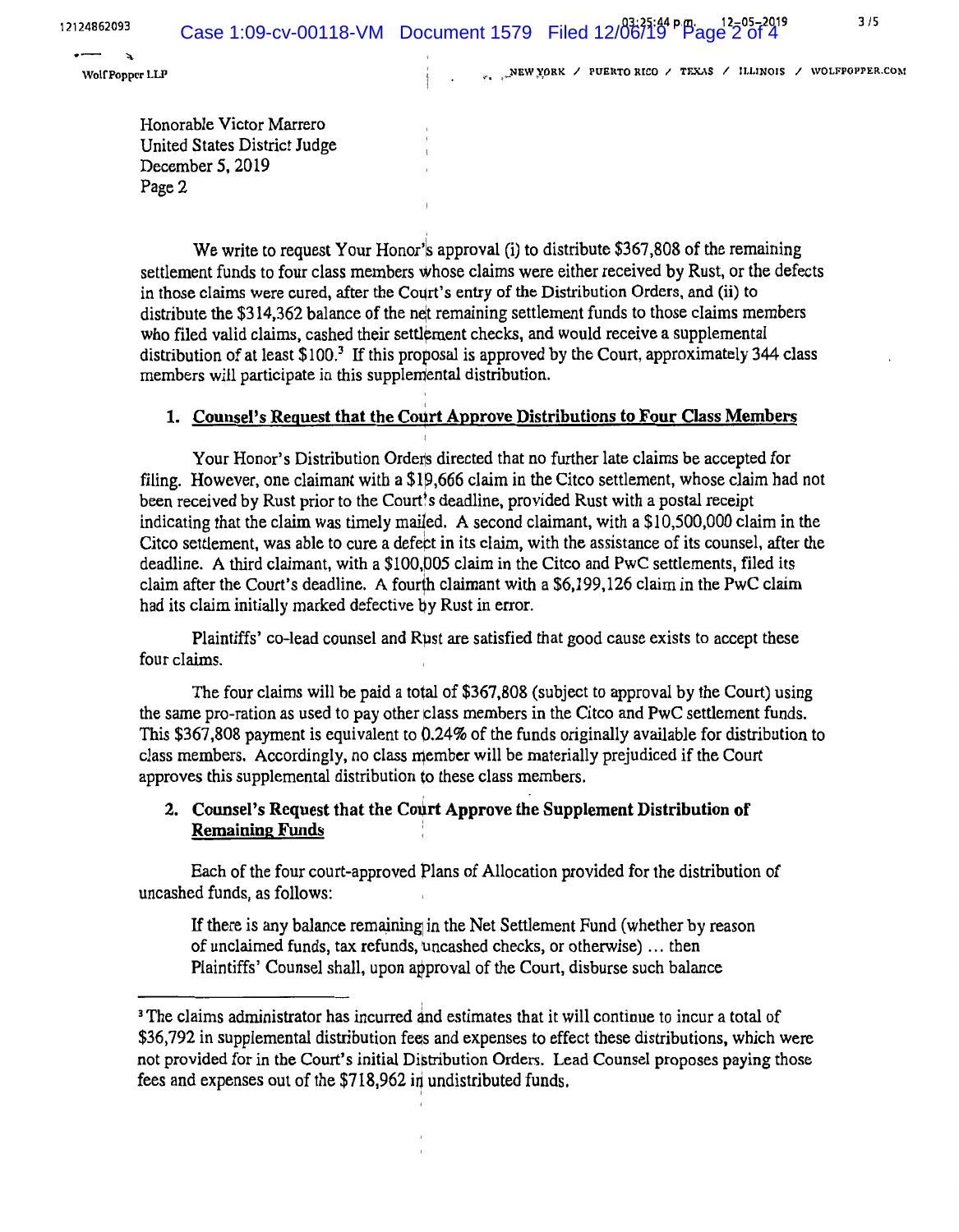Honorable Victor Marrero
United States District Judge
December 5, 2019
Page 2

We write to request Your Honor's approval (i) to distribute $367,808 of the remaining settlement funds to four class members whose claims were either received by Rust, or the defects in those claims were cured, after the Court's entry of the Distribution Orders, and (ii) to distribute the $314,362 balance of the net remaining settlement funds to those claims members who filed valid claims, cashed their settlement checks, and would receive a supplemental distribution of at least $100.[3] If this proposal is approved by the Court, approximately 344 class members will participate in this supplemental distribution.

## 1. Counsel's Request that the Court Approve Distributions to Four Class Members

Your Honor's Distribution Orders directed that no further late claims be accepted for filing. However, one claimant with a $19,666 claim in the Citco settlement, whose claim had not been received by Rust prior to the Court's deadline, provided Rust with a postal receipt indicating that the claim was timely mailed. A second claimant, with a $10,500,000 claim in the Citco settlement, was able to cure a defect in its claim, with the assistance of its counsel, after the deadline. A third claimant, with a $100,005 claim in the Citco and PwC settlements, filed its claim after the Court's deadline. A fourth claimant with a $6,199,126 claim in the PwC claim had its claim initially marked defective by Rust in error.

Plaintiffs' co-lead counsel and Rust are satisfied that good cause exists to accept these four claims.

The four claims will be paid a total of $367,808 (subject to approval by the Court) using the same pro-ration as used to pay other class members in the Citco and PwC settlement funds. This $367,808 payment is equivalent to 0.24% of the funds originally available for distribution to class members. Accordingly, no class member will be materially prejudiced if the Court approves this supplemental distribution to these class members.

## 2. Counsel's Request that the Court Approve the Supplement Distribution of Remaining Funds

Each of the four court-approved Plans of Allocation provided for the distribution of uncashed funds, as follows:

> If there is any balance remaining in the Net Settlement Fund (whether by reason of unclaimed funds, tax refunds, uncashed checks, or otherwise) … then Plaintiffs' Counsel shall, upon approval of the Court, disburse such balance

---

[3] The claims administrator has incurred and estimates that it will continue to incur a total of $36,792 in supplemental distribution fees and expenses to effect these distributions, which were not provided for in the Court's initial Distribution Orders. Lead Counsel proposes paying those fees and expenses out of the $718,962 in undistributed funds.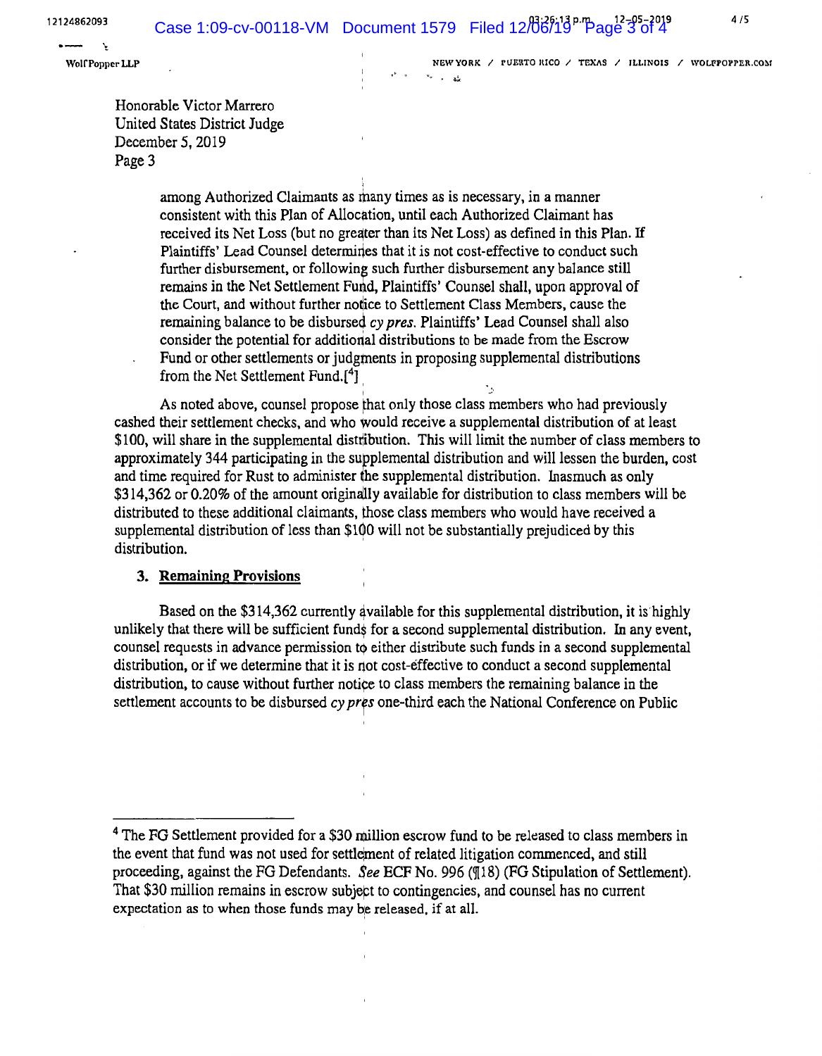Wolf Popper LLP

NEW YORK / PUERTO RICO / TEXAS / ILLINOIS / WOLFPOPPER.COM

Honorable Victor Marrero
United States District Judge
December 5, 2019
Page 3

> among Authorized Claimants as many times as is necessary, in a manner consistent with this Plan of Allocation, until each Authorized Claimant has received its Net Loss (but no greater than its Net Loss) as defined in this Plan. If Plaintiffs' Lead Counsel determines that it is not cost-effective to conduct such further disbursement, or following such further disbursement any balance still remains in the Net Settlement Fund, Plaintiffs' Counsel shall, upon approval of the Court, and without further notice to Settlement Class Members, cause the remaining balance to be disbursed *cy pres*. Plaintiffs' Lead Counsel shall also consider the potential for additional distributions to be made from the Escrow Fund or other settlements or judgments in proposing supplemental distributions from the Net Settlement Fund.[4]

As noted above, counsel propose that only those class members who had previously cashed their settlement checks, and who would receive a supplemental distribution of at least $100, will share in the supplemental distribution. This will limit the number of class members to approximately 344 participating in the supplemental distribution and will lessen the burden, cost and time required for Rust to administer the supplemental distribution. Inasmuch as only $314,362 or 0.20% of the amount originally available for distribution to class members will be distributed to these additional claimants, those class members who would have received a supplemental distribution of less than $100 will not be substantially prejudiced by this distribution.

### 3. Remaining Provisions

Based on the $314,362 currently available for this supplemental distribution, it is highly unlikely that there will be sufficient funds for a second supplemental distribution. In any event, counsel requests in advance permission to either distribute such funds in a second supplemental distribution, or if we determine that it is not cost-effective to conduct a second supplemental distribution, to cause without further notice to class members the remaining balance in the settlement accounts to be disbursed *cy pres* one-third each the National Conference on Public

---

[4] The FG Settlement provided for a $30 million escrow fund to be released to class members in the event that fund was not used for settlement of related litigation commenced, and still proceeding, against the FG Defendants. *See* ECF No. 996 (¶18) (FG Stipulation of Settlement). That $30 million remains in escrow subject to contingencies, and counsel has no current expectation as to when those funds may be released, if at all.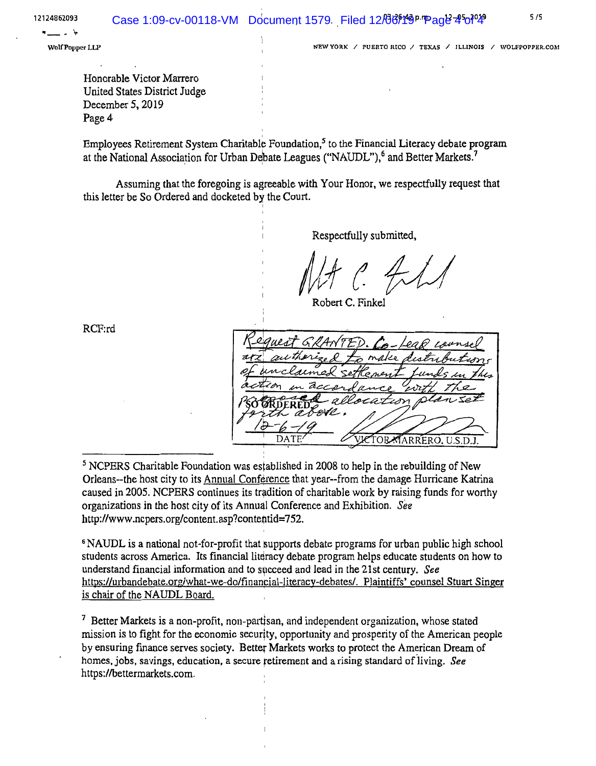Wolf Popper LLP

NEW YORK / PUERTO RICO / TEXAS / ILLINOIS / WOLFPOPPER.COM

Honorable Victor Marrero
United States District Judge
December 5, 2019
Page 4

Employees Retirement System Charitable Foundation,[5] to the Financial Literacy debate program at the National Association for Urban Debate Leagues ("NAUDL"),[6] and Better Markets.[7]

Assuming that the foregoing is agreeable with Your Honor, we respectfully request that this letter be So Ordered and docketed by the Court.

Respectfully submitted,

Robert C. Finkel

RCF:rd

Request GRANTED. Co-Lead counsel are authorized to make distributions of unclaimed settlement funds in this action in accordance with the proposed allocation plan set forth above.

SO ORDERED.

12-6-19
DATE

VICTOR MARRERO, U.S.D.J.

---

[5] NCPERS Charitable Foundation was established in 2008 to help in the rebuilding of New Orleans--the host city to its Annual Conference that year--from the damage Hurricane Katrina caused in 2005. NCPERS continues its tradition of charitable work by raising funds for worthy organizations in the host city of its Annual Conference and Exhibition. *See* http://www.ncpers.org/content.asp?contentid=752.

[6] NAUDL is a national not-for-profit that supports debate programs for urban public high school students across America. Its financial literacy debate program helps educate students on how to understand financial information and to succeed and lead in the 21st century. *See* https://urbandebate.org/what-we-do/financial-literacy-debates/. Plaintiffs' counsel Stuart Singer is chair of the NAUDL Board.

[7] Better Markets is a non-profit, non-partisan, and independent organization, whose stated mission is to fight for the economic security, opportunity and prosperity of the American people by ensuring finance serves society. Better Markets works to protect the American Dream of homes, jobs, savings, education, a secure retirement and a rising standard of living. *See* https://bettermarkets.com.